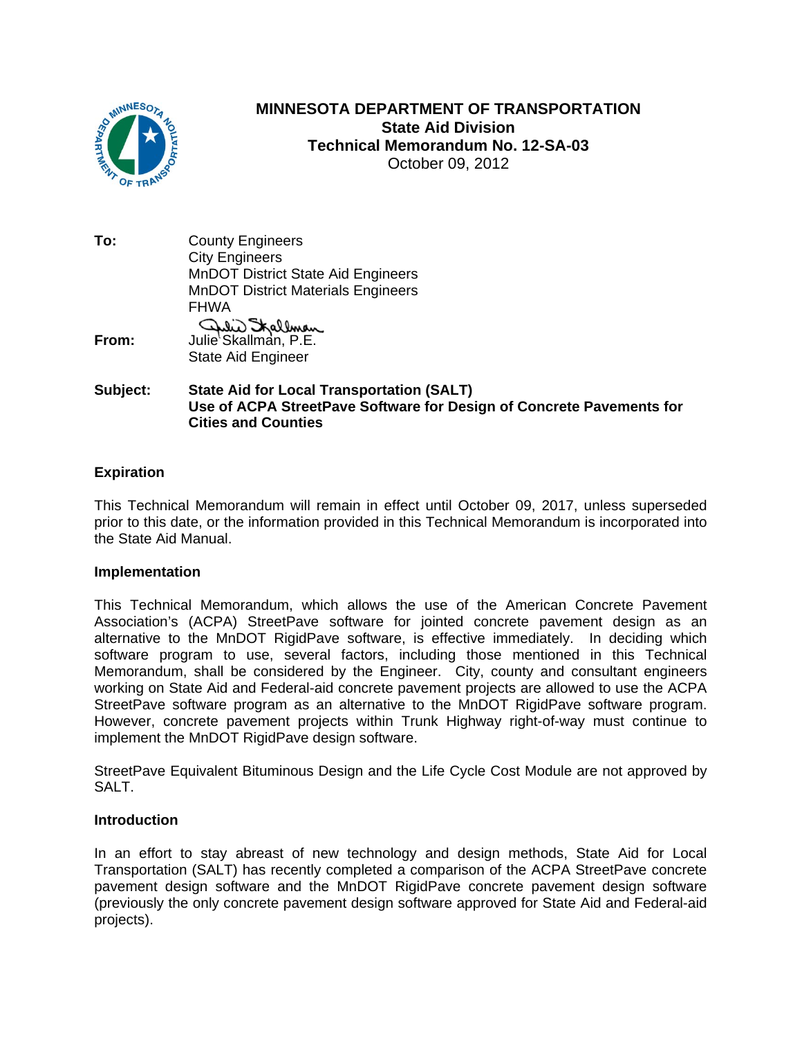**MINNESOTA DEPARTMENT OF TRANSPORTATION**
**State Aid Division**
**Technical Memorandum No. 12-SA-03**
October 09, 2012

**To:** County Engineers
City Engineers
MnDOT District State Aid Engineers
MnDOT District Materials Engineers
FHWA

**From:** Julie Skallman, P.E.
State Aid Engineer

**Subject:** **State Aid for Local Transportation (SALT)**
**Use of ACPA StreetPave Software for Design of Concrete Pavements for Cities and Counties**

### Expiration

This Technical Memorandum will remain in effect until October 09, 2017, unless superseded prior to this date, or the information provided in this Technical Memorandum is incorporated into the State Aid Manual.

### Implementation

This Technical Memorandum, which allows the use of the American Concrete Pavement Association's (ACPA) StreetPave software for jointed concrete pavement design as an alternative to the MnDOT RigidPave software, is effective immediately. In deciding which software program to use, several factors, including those mentioned in this Technical Memorandum, shall be considered by the Engineer. City, county and consultant engineers working on State Aid and Federal-aid concrete pavement projects are allowed to use the ACPA StreetPave software program as an alternative to the MnDOT RigidPave software program. However, concrete pavement projects within Trunk Highway right-of-way must continue to implement the MnDOT RigidPave design software.

StreetPave Equivalent Bituminous Design and the Life Cycle Cost Module are not approved by SALT.

### Introduction

In an effort to stay abreast of new technology and design methods, State Aid for Local Transportation (SALT) has recently completed a comparison of the ACPA StreetPave concrete pavement design software and the MnDOT RigidPave concrete pavement design software (previously the only concrete pavement design software approved for State Aid and Federal-aid projects).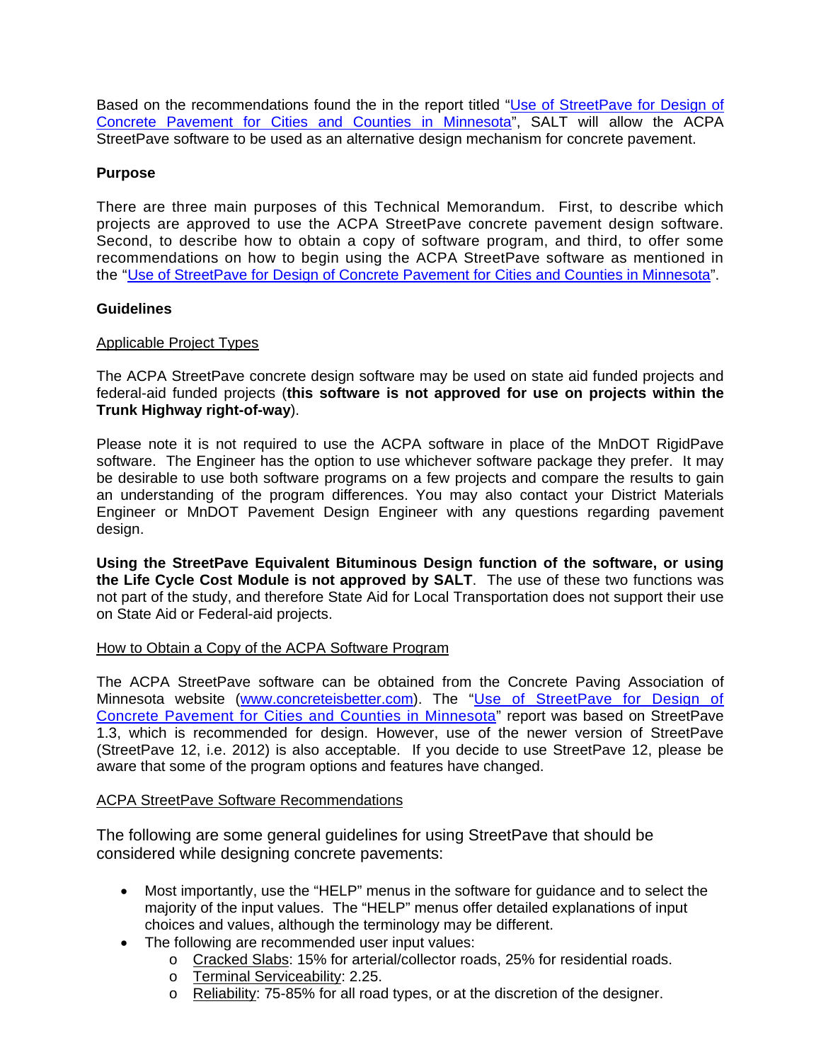Based on the recommendations found the in the report titled "Use of StreetPave for Design of Concrete Pavement for Cities and Counties in Minnesota", SALT will allow the ACPA StreetPave software to be used as an alternative design mechanism for concrete pavement.

**Purpose**

There are three main purposes of this Technical Memorandum. First, to describe which projects are approved to use the ACPA StreetPave concrete pavement design software. Second, to describe how to obtain a copy of software program, and third, to offer some recommendations on how to begin using the ACPA StreetPave software as mentioned in the "Use of StreetPave for Design of Concrete Pavement for Cities and Counties in Minnesota".

**Guidelines**

Applicable Project Types

The ACPA StreetPave concrete design software may be used on state aid funded projects and federal-aid funded projects (**this software is not approved for use on projects within the Trunk Highway right-of-way**).

Please note it is not required to use the ACPA software in place of the MnDOT RigidPave software. The Engineer has the option to use whichever software package they prefer. It may be desirable to use both software programs on a few projects and compare the results to gain an understanding of the program differences. You may also contact your District Materials Engineer or MnDOT Pavement Design Engineer with any questions regarding pavement design.

**Using the StreetPave Equivalent Bituminous Design function of the software, or using the Life Cycle Cost Module is not approved by SALT**. The use of these two functions was not part of the study, and therefore State Aid for Local Transportation does not support their use on State Aid or Federal-aid projects.

How to Obtain a Copy of the ACPA Software Program

The ACPA StreetPave software can be obtained from the Concrete Paving Association of Minnesota website (www.concreteisbetter.com). The "Use of StreetPave for Design of Concrete Pavement for Cities and Counties in Minnesota" report was based on StreetPave 1.3, which is recommended for design. However, use of the newer version of StreetPave (StreetPave 12, i.e. 2012) is also acceptable. If you decide to use StreetPave 12, please be aware that some of the program options and features have changed.

ACPA StreetPave Software Recommendations

The following are some general guidelines for using StreetPave that should be considered while designing concrete pavements:

- Most importantly, use the "HELP" menus in the software for guidance and to select the majority of the input values. The "HELP" menus offer detailed explanations of input choices and values, although the terminology may be different.
- The following are recommended user input values:
  - Cracked Slabs: 15% for arterial/collector roads, 25% for residential roads.
  - Terminal Serviceability: 2.25.
  - Reliability: 75-85% for all road types, or at the discretion of the designer.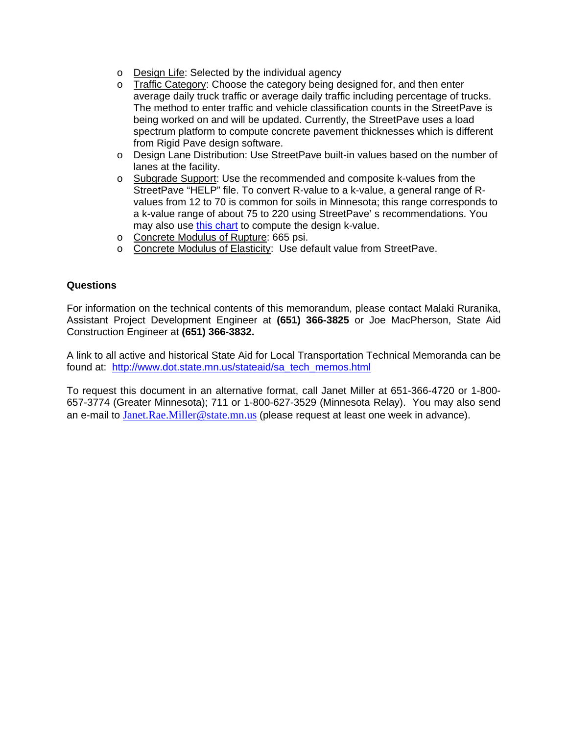- Design Life: Selected by the individual agency
- Traffic Category: Choose the category being designed for, and then enter average daily truck traffic or average daily traffic including percentage of trucks. The method to enter traffic and vehicle classification counts in the StreetPave is being worked on and will be updated. Currently, the StreetPave uses a load spectrum platform to compute concrete pavement thicknesses which is different from Rigid Pave design software.
- Design Lane Distribution: Use StreetPave built-in values based on the number of lanes at the facility.
- Subgrade Support: Use the recommended and composite k-values from the StreetPave "HELP" file. To convert R-value to a k-value, a general range of R-values from 12 to 70 is common for soils in Minnesota; this range corresponds to a k-value range of about 75 to 220 using StreetPave' s recommendations. You may also use this chart to compute the design k-value.
- Concrete Modulus of Rupture: 665 psi.
- Concrete Modulus of Elasticity: Use default value from StreetPave.

**Questions**

For information on the technical contents of this memorandum, please contact Malaki Ruranika, Assistant Project Development Engineer at **(651) 366-3825** or Joe MacPherson, State Aid Construction Engineer at **(651) 366-3832.**

A link to all active and historical State Aid for Local Transportation Technical Memoranda can be found at: http://www.dot.state.mn.us/stateaid/sa_tech_memos.html

To request this document in an alternative format, call Janet Miller at 651-366-4720 or 1-800-657-3774 (Greater Minnesota); 711 or 1-800-627-3529 (Minnesota Relay). You may also send an e-mail to Janet.Rae.Miller@state.mn.us (please request at least one week in advance).